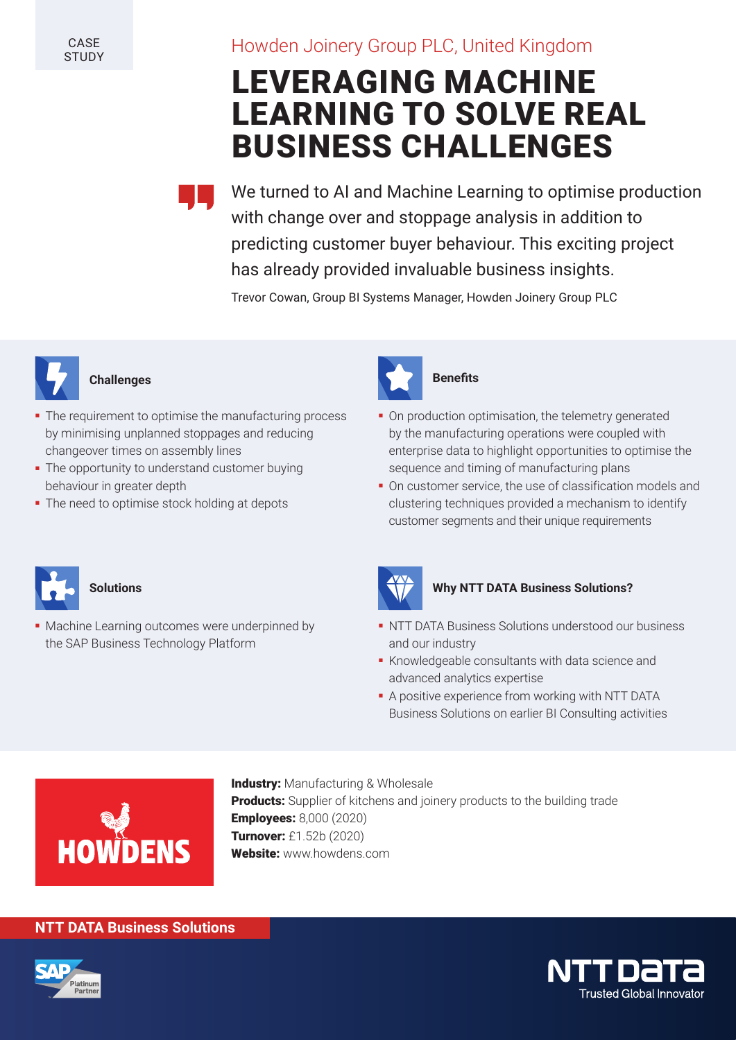CASE STUDY

Howden Joinery Group PLC, United Kingdom

# LEVERAGING MACHINE LEARNING TO SOLVE REAL BUSINESS CHALLENGES

> We turned to AI and Machine Learning to optimise production with change over and stoppage analysis in addition to predicting customer buyer behaviour. This exciting project has already provided invaluable business insights.
>
> Trevor Cowan, Group BI Systems Manager, Howden Joinery Group PLC

### Challenges

- The requirement to optimise the manufacturing process by minimising unplanned stoppages and reducing changeover times on assembly lines
- The opportunity to understand customer buying behaviour in greater depth
- The need to optimise stock holding at depots

### Benefits

- On production optimisation, the telemetry generated by the manufacturing operations were coupled with enterprise data to highlight opportunities to optimise the sequence and timing of manufacturing plans
- On customer service, the use of classification models and clustering techniques provided a mechanism to identify customer segments and their unique requirements

### Solutions

- Machine Learning outcomes were underpinned by the SAP Business Technology Platform

### Why NTT DATA Business Solutions?

- NTT DATA Business Solutions understood our business and our industry
- Knowledgeable consultants with data science and advanced analytics expertise
- A positive experience from working with NTT DATA Business Solutions on earlier BI Consulting activities

HOWDENS

**Industry:** Manufacturing & Wholesale
**Products:** Supplier of kitchens and joinery products to the building trade
**Employees:** 8,000 (2020)
**Turnover:** £1.52b (2020)
**Website:** www.howdens.com

**NTT DATA Business Solutions**

SAP Platinum Partner

NTT DATA Trusted Global Innovator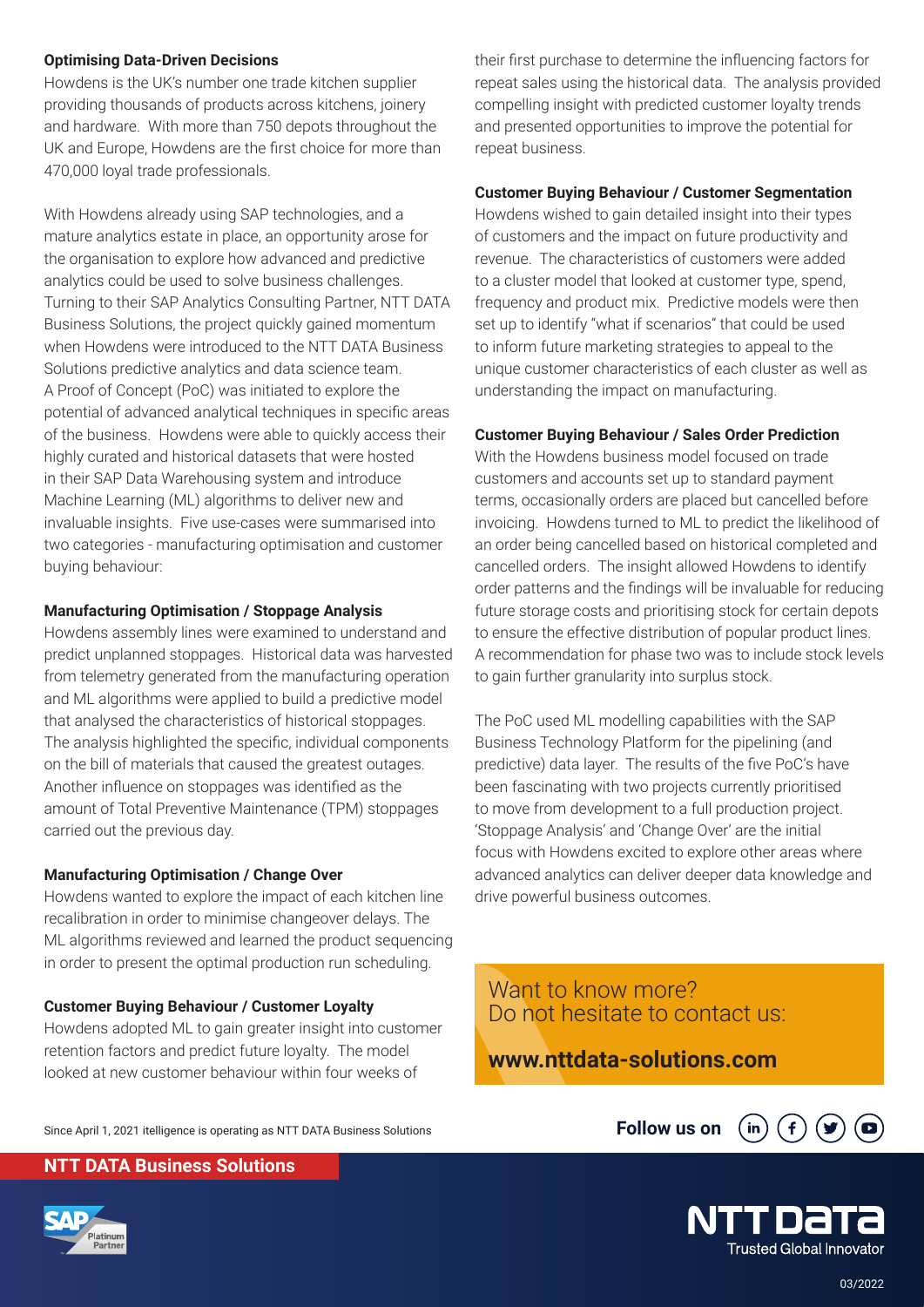### Optimising Data-Driven Decisions

Howdens is the UK's number one trade kitchen supplier providing thousands of products across kitchens, joinery and hardware. With more than 750 depots throughout the UK and Europe, Howdens are the first choice for more than 470,000 loyal trade professionals.

With Howdens already using SAP technologies, and a mature analytics estate in place, an opportunity arose for the organisation to explore how advanced and predictive analytics could be used to solve business challenges. Turning to their SAP Analytics Consulting Partner, NTT DATA Business Solutions, the project quickly gained momentum when Howdens were introduced to the NTT DATA Business Solutions predictive analytics and data science team. A Proof of Concept (PoC) was initiated to explore the potential of advanced analytical techniques in specific areas of the business. Howdens were able to quickly access their highly curated and historical datasets that were hosted in their SAP Data Warehousing system and introduce Machine Learning (ML) algorithms to deliver new and invaluable insights. Five use-cases were summarised into two categories - manufacturing optimisation and customer buying behaviour:

### Manufacturing Optimisation / Stoppage Analysis

Howdens assembly lines were examined to understand and predict unplanned stoppages. Historical data was harvested from telemetry generated from the manufacturing operation and ML algorithms were applied to build a predictive model that analysed the characteristics of historical stoppages. The analysis highlighted the specific, individual components on the bill of materials that caused the greatest outages. Another influence on stoppages was identified as the amount of Total Preventive Maintenance (TPM) stoppages carried out the previous day.

### Manufacturing Optimisation / Change Over

Howdens wanted to explore the impact of each kitchen line recalibration in order to minimise changeover delays. The ML algorithms reviewed and learned the product sequencing in order to present the optimal production run scheduling.

### Customer Buying Behaviour / Customer Loyalty

Howdens adopted ML to gain greater insight into customer retention factors and predict future loyalty. The model looked at new customer behaviour within four weeks of their first purchase to determine the influencing factors for repeat sales using the historical data. The analysis provided compelling insight with predicted customer loyalty trends and presented opportunities to improve the potential for repeat business.

### Customer Buying Behaviour / Customer Segmentation

Howdens wished to gain detailed insight into their types of customers and the impact on future productivity and revenue. The characteristics of customers were added to a cluster model that looked at customer type, spend, frequency and product mix. Predictive models were then set up to identify "what if scenarios" that could be used to inform future marketing strategies to appeal to the unique customer characteristics of each cluster as well as understanding the impact on manufacturing.

### Customer Buying Behaviour / Sales Order Prediction

With the Howdens business model focused on trade customers and accounts set up to standard payment terms, occasionally orders are placed but cancelled before invoicing. Howdens turned to ML to predict the likelihood of an order being cancelled based on historical completed and cancelled orders. The insight allowed Howdens to identify order patterns and the findings will be invaluable for reducing future storage costs and prioritising stock for certain depots to ensure the effective distribution of popular product lines. A recommendation for phase two was to include stock levels to gain further granularity into surplus stock.

The PoC used ML modelling capabilities with the SAP Business Technology Platform for the pipelining (and predictive) data layer. The results of the five PoC's have been fascinating with two projects currently prioritised to move from development to a full production project. 'Stoppage Analysis' and 'Change Over' are the initial focus with Howdens excited to explore other areas where advanced analytics can deliver deeper data knowledge and drive powerful business outcomes.

Want to know more?
Do not hesitate to contact us:

**www.nttdata-solutions.com**

Since April 1, 2021 itelligence is operating as NTT DATA Business Solutions

**Follow us on**

**NTT DATA Business Solutions**

SAP Platinum Partner

NTT DATA Trusted Global Innovator

03/2022